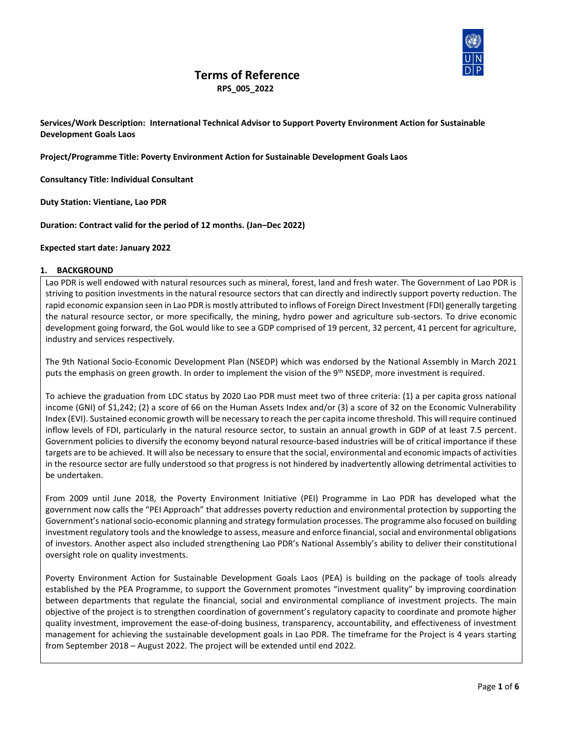# Terms of Reference

**RPS_005_2022**

**Services/Work Description: International Technical Advisor to Support Poverty Environment Action for Sustainable Development Goals Laos**

**Project/Programme Title: Poverty Environment Action for Sustainable Development Goals Laos**

**Consultancy Title: Individual Consultant**

**Duty Station: Vientiane, Lao PDR**

**Duration: Contract valid for the period of 12 months. (Jan–Dec 2022)**

**Expected start date: January 2022**

## 1. BACKGROUND

Lao PDR is well endowed with natural resources such as mineral, forest, land and fresh water. The Government of Lao PDR is striving to position investments in the natural resource sectors that can directly and indirectly support poverty reduction. The rapid economic expansion seen in Lao PDR is mostly attributed to inflows of Foreign Direct Investment (FDI) generally targeting the natural resource sector, or more specifically, the mining, hydro power and agriculture sub-sectors. To drive economic development going forward, the GoL would like to see a GDP comprised of 19 percent, 32 percent, 41 percent for agriculture, industry and services respectively.

The 9th National Socio-Economic Development Plan (NSEDP) which was endorsed by the National Assembly in March 2021 puts the emphasis on green growth. In order to implement the vision of the 9th NSEDP, more investment is required.

To achieve the graduation from LDC status by 2020 Lao PDR must meet two of three criteria: (1) a per capita gross national income (GNI) of $1,242; (2) a score of 66 on the Human Assets Index and/or (3) a score of 32 on the Economic Vulnerability Index (EVI). Sustained economic growth will be necessary to reach the per capita income threshold. This will require continued inflow levels of FDI, particularly in the natural resource sector, to sustain an annual growth in GDP of at least 7.5 percent. Government policies to diversify the economy beyond natural resource-based industries will be of critical importance if these targets are to be achieved. It will also be necessary to ensure that the social, environmental and economic impacts of activities in the resource sector are fully understood so that progress is not hindered by inadvertently allowing detrimental activities to be undertaken.

From 2009 until June 2018, the Poverty Environment Initiative (PEI) Programme in Lao PDR has developed what the government now calls the "PEI Approach" that addresses poverty reduction and environmental protection by supporting the Government's national socio-economic planning and strategy formulation processes. The programme also focused on building investment regulatory tools and the knowledge to assess, measure and enforce financial, social and environmental obligations of investors. Another aspect also included strengthening Lao PDR's National Assembly's ability to deliver their constitutional oversight role on quality investments.

Poverty Environment Action for Sustainable Development Goals Laos (PEA) is building on the package of tools already established by the PEA Programme, to support the Government promotes "investment quality" by improving coordination between departments that regulate the financial, social and environmental compliance of investment projects. The main objective of the project is to strengthen coordination of government's regulatory capacity to coordinate and promote higher quality investment, improvement the ease-of-doing business, transparency, accountability, and effectiveness of investment management for achieving the sustainable development goals in Lao PDR. The timeframe for the Project is 4 years starting from September 2018 – August 2022. The project will be extended until end 2022.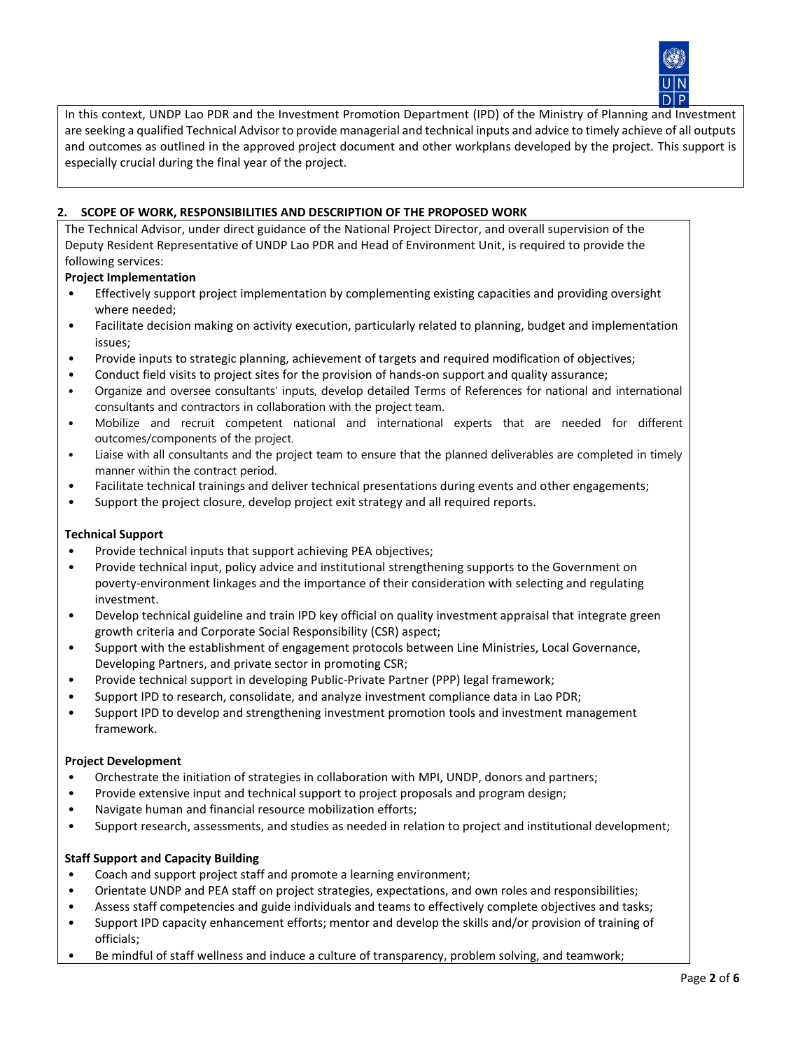In this context, UNDP Lao PDR and the Investment Promotion Department (IPD) of the Ministry of Planning and Investment are seeking a qualified Technical Advisor to provide managerial and technical inputs and advice to timely achieve of all outputs and outcomes as outlined in the approved project document and other workplans developed by the project. This support is especially crucial during the final year of the project.

## 2. SCOPE OF WORK, RESPONSIBILITIES AND DESCRIPTION OF THE PROPOSED WORK

The Technical Advisor, under direct guidance of the National Project Director, and overall supervision of the Deputy Resident Representative of UNDP Lao PDR and Head of Environment Unit, is required to provide the following services:

**Project Implementation**

- Effectively support project implementation by complementing existing capacities and providing oversight where needed;
- Facilitate decision making on activity execution, particularly related to planning, budget and implementation issues;
- Provide inputs to strategic planning, achievement of targets and required modification of objectives;
- Conduct field visits to project sites for the provision of hands-on support and quality assurance;
- Organize and oversee consultants' inputs, develop detailed Terms of References for national and international consultants and contractors in collaboration with the project team.
- Mobilize and recruit competent national and international experts that are needed for different outcomes/components of the project.
- Liaise with all consultants and the project team to ensure that the planned deliverables are completed in timely manner within the contract period.
- Facilitate technical trainings and deliver technical presentations during events and other engagements;
- Support the project closure, develop project exit strategy and all required reports.

**Technical Support**

- Provide technical inputs that support achieving PEA objectives;
- Provide technical input, policy advice and institutional strengthening supports to the Government on poverty-environment linkages and the importance of their consideration with selecting and regulating investment.
- Develop technical guideline and train IPD key official on quality investment appraisal that integrate green growth criteria and Corporate Social Responsibility (CSR) aspect;
- Support with the establishment of engagement protocols between Line Ministries, Local Governance, Developing Partners, and private sector in promoting CSR;
- Provide technical support in developing Public-Private Partner (PPP) legal framework;
- Support IPD to research, consolidate, and analyze investment compliance data in Lao PDR;
- Support IPD to develop and strengthening investment promotion tools and investment management framework.

**Project Development**

- Orchestrate the initiation of strategies in collaboration with MPI, UNDP, donors and partners;
- Provide extensive input and technical support to project proposals and program design;
- Navigate human and financial resource mobilization efforts;
- Support research, assessments, and studies as needed in relation to project and institutional development;

**Staff Support and Capacity Building**

- Coach and support project staff and promote a learning environment;
- Orientate UNDP and PEA staff on project strategies, expectations, and own roles and responsibilities;
- Assess staff competencies and guide individuals and teams to effectively complete objectives and tasks;
- Support IPD capacity enhancement efforts; mentor and develop the skills and/or provision of training of officials;
- Be mindful of staff wellness and induce a culture of transparency, problem solving, and teamwork;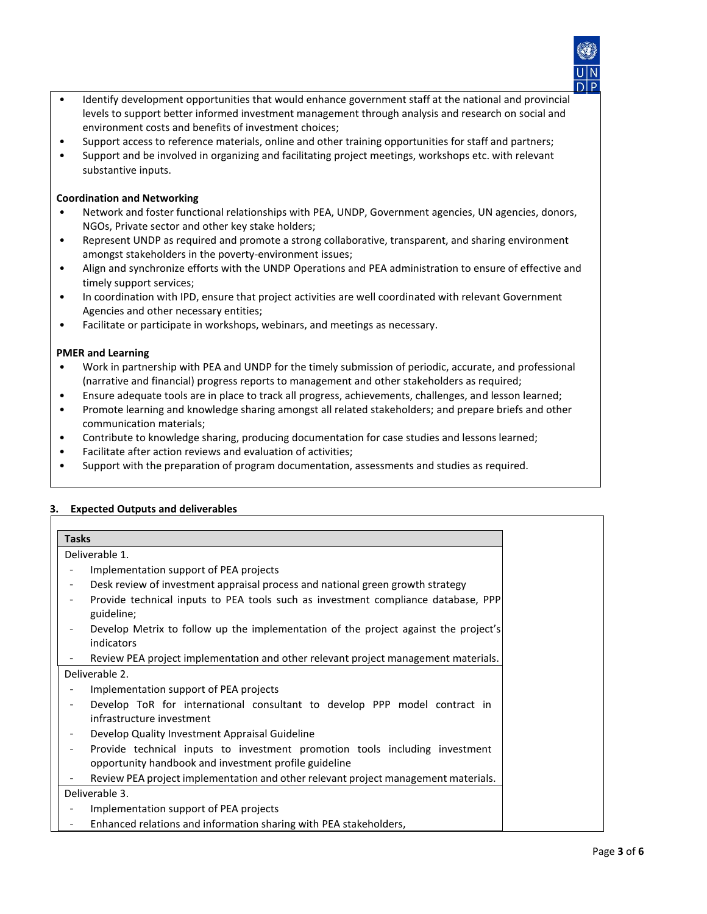- Identify development opportunities that would enhance government staff at the national and provincial levels to support better informed investment management through analysis and research on social and environment costs and benefits of investment choices;
- Support access to reference materials, online and other training opportunities for staff and partners;
- Support and be involved in organizing and facilitating project meetings, workshops etc. with relevant substantive inputs.

**Coordination and Networking**

- Network and foster functional relationships with PEA, UNDP, Government agencies, UN agencies, donors, NGOs, Private sector and other key stake holders;
- Represent UNDP as required and promote a strong collaborative, transparent, and sharing environment amongst stakeholders in the poverty-environment issues;
- Align and synchronize efforts with the UNDP Operations and PEA administration to ensure of effective and timely support services;
- In coordination with IPD, ensure that project activities are well coordinated with relevant Government Agencies and other necessary entities;
- Facilitate or participate in workshops, webinars, and meetings as necessary.

**PMER and Learning**

- Work in partnership with PEA and UNDP for the timely submission of periodic, accurate, and professional (narrative and financial) progress reports to management and other stakeholders as required;
- Ensure adequate tools are in place to track all progress, achievements, challenges, and lesson learned;
- Promote learning and knowledge sharing amongst all related stakeholders; and prepare briefs and other communication materials;
- Contribute to knowledge sharing, producing documentation for case studies and lessons learned;
- Facilitate after action reviews and evaluation of activities;
- Support with the preparation of program documentation, assessments and studies as required.

## 3. Expected Outputs and deliverables

| Tasks |
|---|
| Deliverable 1.<br>- Implementation support of PEA projects<br>- Desk review of investment appraisal process and national green growth strategy<br>- Provide technical inputs to PEA tools such as investment compliance database, PPP guideline;<br>- Develop Metrix to follow up the implementation of the project against the project's indicators<br>- Review PEA project implementation and other relevant project management materials. |
| Deliverable 2.<br>- Implementation support of PEA projects<br>- Develop ToR for international consultant to develop PPP model contract in infrastructure investment<br>- Develop Quality Investment Appraisal Guideline<br>- Provide technical inputs to investment promotion tools including investment opportunity handbook and investment profile guideline<br>- Review PEA project implementation and other relevant project management materials. |
| Deliverable 3.<br>- Implementation support of PEA projects<br>- Enhanced relations and information sharing with PEA stakeholders, |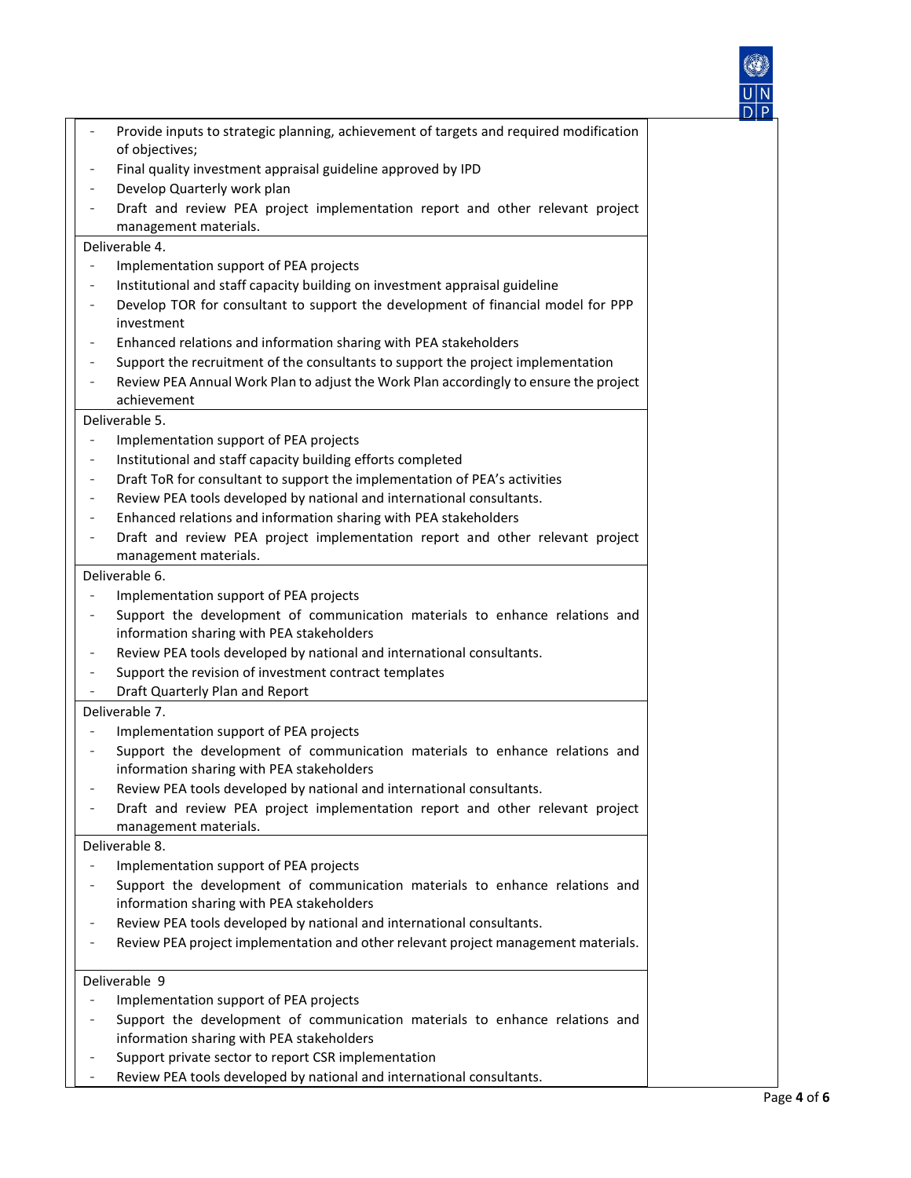| | |
|---|---|
| - Provide inputs to strategic planning, achievement of targets and required modification of objectives;<br>- Final quality investment appraisal guideline approved by IPD<br>- Develop Quarterly work plan<br>- Draft and review PEA project implementation report and other relevant project management materials. | |
| Deliverable 4.<br>- Implementation support of PEA projects<br>- Institutional and staff capacity building on investment appraisal guideline<br>- Develop TOR for consultant to support the development of financial model for PPP investment<br>- Enhanced relations and information sharing with PEA stakeholders<br>- Support the recruitment of the consultants to support the project implementation<br>- Review PEA Annual Work Plan to adjust the Work Plan accordingly to ensure the project achievement | |
| Deliverable 5.<br>- Implementation support of PEA projects<br>- Institutional and staff capacity building efforts completed<br>- Draft ToR for consultant to support the implementation of PEA's activities<br>- Review PEA tools developed by national and international consultants.<br>- Enhanced relations and information sharing with PEA stakeholders<br>- Draft and review PEA project implementation report and other relevant project management materials. | |
| Deliverable 6.<br>- Implementation support of PEA projects<br>- Support the development of communication materials to enhance relations and information sharing with PEA stakeholders<br>- Review PEA tools developed by national and international consultants.<br>- Support the revision of investment contract templates<br>- Draft Quarterly Plan and Report | |
| Deliverable 7.<br>- Implementation support of PEA projects<br>- Support the development of communication materials to enhance relations and information sharing with PEA stakeholders<br>- Review PEA tools developed by national and international consultants.<br>- Draft and review PEA project implementation report and other relevant project management materials. | |
| Deliverable 8.<br>- Implementation support of PEA projects<br>- Support the development of communication materials to enhance relations and information sharing with PEA stakeholders<br>- Review PEA tools developed by national and international consultants.<br>- Review PEA project implementation and other relevant project management materials. | |
| Deliverable 9<br>- Implementation support of PEA projects<br>- Support the development of communication materials to enhance relations and information sharing with PEA stakeholders<br>- Support private sector to report CSR implementation<br>- Review PEA tools developed by national and international consultants. | |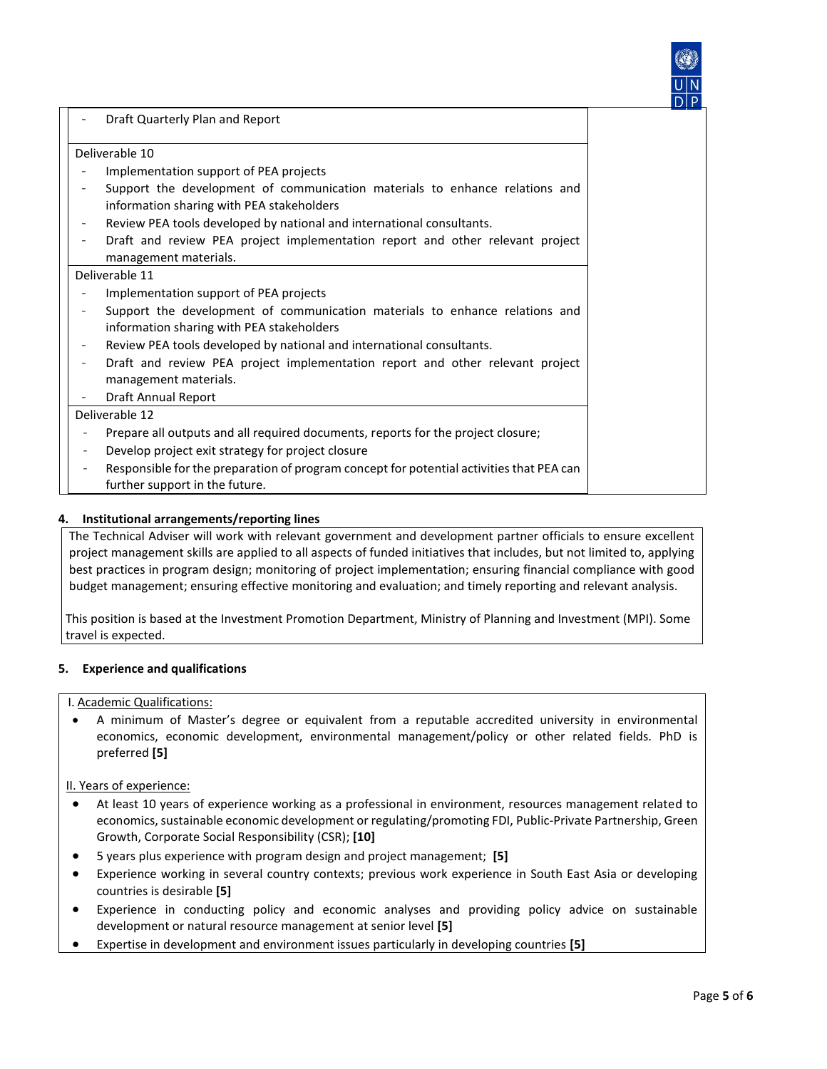| | |
|---|---|
| - Draft Quarterly Plan and Report | |
| Deliverable 10<br>- Implementation support of PEA projects<br>- Support the development of communication materials to enhance relations and information sharing with PEA stakeholders<br>- Review PEA tools developed by national and international consultants.<br>- Draft and review PEA project implementation report and other relevant project management materials. | |
| Deliverable 11<br>- Implementation support of PEA projects<br>- Support the development of communication materials to enhance relations and information sharing with PEA stakeholders<br>- Review PEA tools developed by national and international consultants.<br>- Draft and review PEA project implementation report and other relevant project management materials.<br>- Draft Annual Report | |
| Deliverable 12<br>- Prepare all outputs and all required documents, reports for the project closure;<br>- Develop project exit strategy for project closure<br>- Responsible for the preparation of program concept for potential activities that PEA can further support in the future. | |

## 4. Institutional arrangements/reporting lines

The Technical Adviser will work with relevant government and development partner officials to ensure excellent project management skills are applied to all aspects of funded initiatives that includes, but not limited to, applying best practices in program design; monitoring of project implementation; ensuring financial compliance with good budget management; ensuring effective monitoring and evaluation; and timely reporting and relevant analysis.

This position is based at the Investment Promotion Department, Ministry of Planning and Investment (MPI). Some travel is expected.

## 5. Experience and qualifications

I. Academic Qualifications:

- A minimum of Master's degree or equivalent from a reputable accredited university in environmental economics, economic development, environmental management/policy or other related fields. PhD is preferred **[5]**

II. Years of experience:

- At least 10 years of experience working as a professional in environment, resources management related to economics, sustainable economic development or regulating/promoting FDI, Public-Private Partnership, Green Growth, Corporate Social Responsibility (CSR); **[10]**
- 5 years plus experience with program design and project management; **[5]**
- Experience working in several country contexts; previous work experience in South East Asia or developing countries is desirable **[5]**
- Experience in conducting policy and economic analyses and providing policy advice on sustainable development or natural resource management at senior level **[5]**
- Expertise in development and environment issues particularly in developing countries **[5]**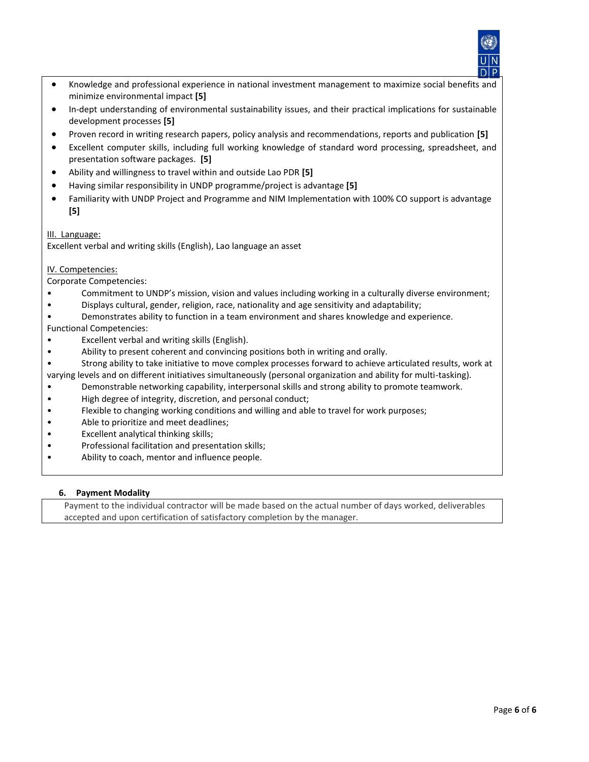- Knowledge and professional experience in national investment management to maximize social benefits and minimize environmental impact **[5]**
- In-dept understanding of environmental sustainability issues, and their practical implications for sustainable development processes **[5]**
- Proven record in writing research papers, policy analysis and recommendations, reports and publication **[5]**
- Excellent computer skills, including full working knowledge of standard word processing, spreadsheet, and presentation software packages. **[5]**
- Ability and willingness to travel within and outside Lao PDR **[5]**
- Having similar responsibility in UNDP programme/project is advantage **[5]**
- Familiarity with UNDP Project and Programme and NIM Implementation with 100% CO support is advantage **[5]**

III. Language:

Excellent verbal and writing skills (English), Lao language an asset

IV. Competencies:

Corporate Competencies:

- Commitment to UNDP's mission, vision and values including working in a culturally diverse environment;
- Displays cultural, gender, religion, race, nationality and age sensitivity and adaptability;
- Demonstrates ability to function in a team environment and shares knowledge and experience.

Functional Competencies:

- Excellent verbal and writing skills (English).
- Ability to present coherent and convincing positions both in writing and orally.
- Strong ability to take initiative to move complex processes forward to achieve articulated results, work at varying levels and on different initiatives simultaneously (personal organization and ability for multi-tasking).
- Demonstrable networking capability, interpersonal skills and strong ability to promote teamwork.
- High degree of integrity, discretion, and personal conduct;
- Flexible to changing working conditions and willing and able to travel for work purposes;
- Able to prioritize and meet deadlines;
- Excellent analytical thinking skills;
- Professional facilitation and presentation skills;
- Ability to coach, mentor and influence people.

### 6. Payment Modality

Payment to the individual contractor will be made based on the actual number of days worked, deliverables accepted and upon certification of satisfactory completion by the manager.